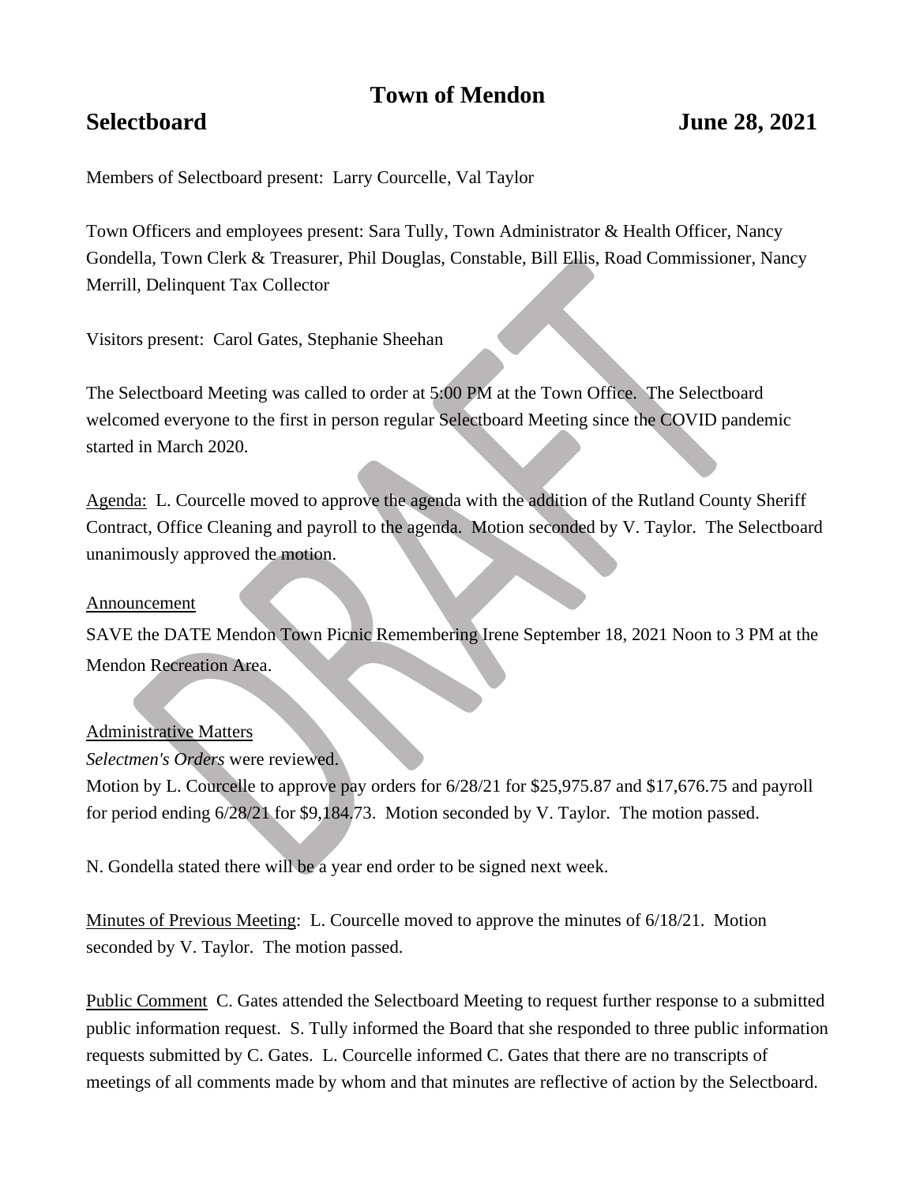# Town of Mendon

## Selectboard June 28, 2021

Members of Selectboard present: Larry Courcelle, Val Taylor

Town Officers and employees present: Sara Tully, Town Administrator & Health Officer, Nancy Gondella, Town Clerk & Treasurer, Phil Douglas, Constable, Bill Ellis, Road Commissioner, Nancy Merrill, Delinquent Tax Collector

Visitors present: Carol Gates, Stephanie Sheehan

The Selectboard Meeting was called to order at 5:00 PM at the Town Office. The Selectboard welcomed everyone to the first in person regular Selectboard Meeting since the COVID pandemic started in March 2020.

Agenda: L. Courcelle moved to approve the agenda with the addition of the Rutland County Sheriff Contract, Office Cleaning and payroll to the agenda. Motion seconded by V. Taylor. The Selectboard unanimously approved the motion.

Announcement

SAVE the DATE Mendon Town Picnic Remembering Irene September 18, 2021 Noon to 3 PM at the Mendon Recreation Area.

Administrative Matters

*Selectmen's Orders* were reviewed.

Motion by L. Courcelle to approve pay orders for 6/28/21 for $25,975.87 and $17,676.75 and payroll for period ending 6/28/21 for $9,184.73. Motion seconded by V. Taylor. The motion passed.

N. Gondella stated there will be a year end order to be signed next week.

Minutes of Previous Meeting: L. Courcelle moved to approve the minutes of 6/18/21. Motion seconded by V. Taylor. The motion passed.

Public Comment C. Gates attended the Selectboard Meeting to request further response to a submitted public information request. S. Tully informed the Board that she responded to three public information requests submitted by C. Gates. L. Courcelle informed C. Gates that there are no transcripts of meetings of all comments made by whom and that minutes are reflective of action by the Selectboard.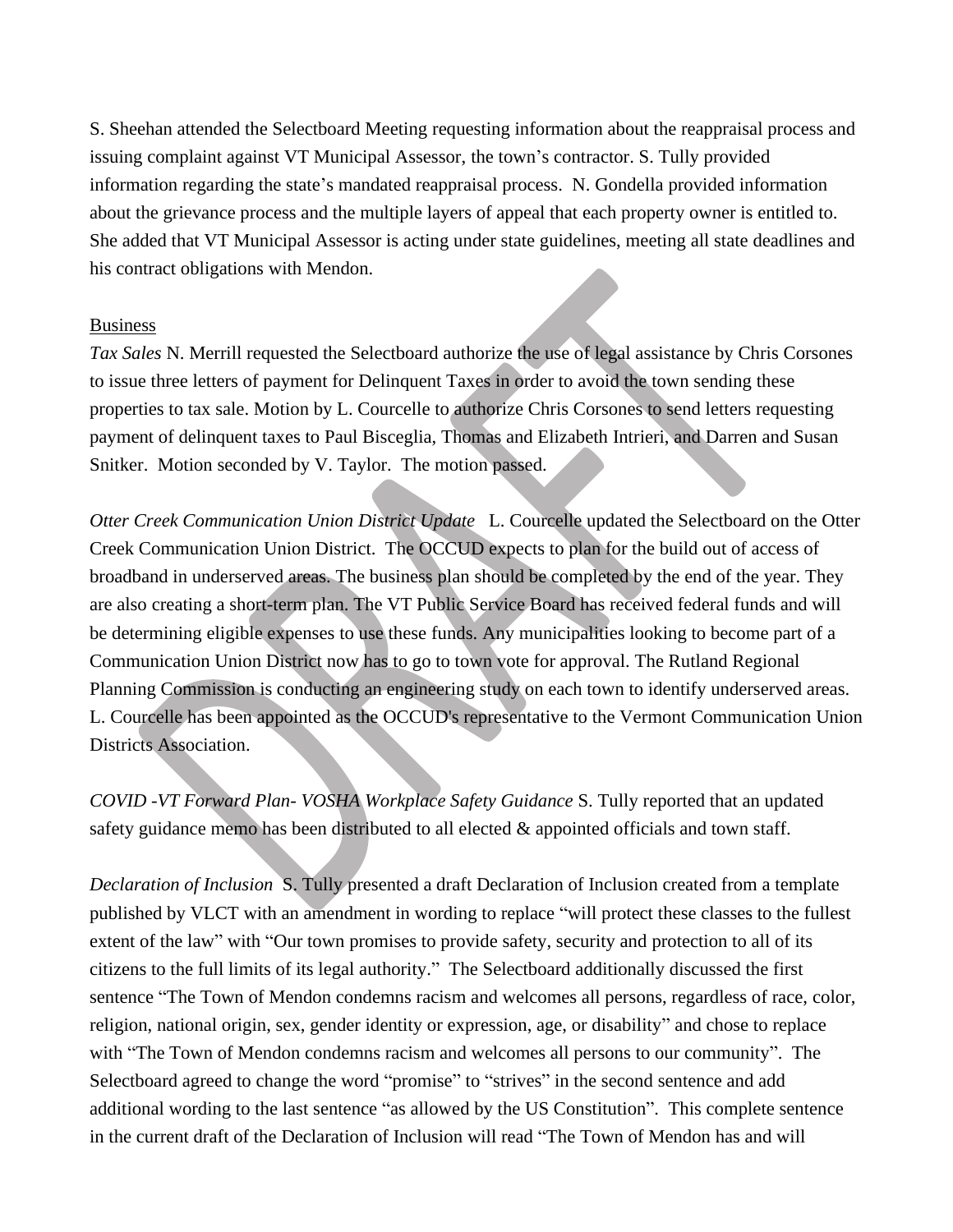S. Sheehan attended the Selectboard Meeting requesting information about the reappraisal process and issuing complaint against VT Municipal Assessor, the town's contractor. S. Tully provided information regarding the state's mandated reappraisal process. N. Gondella provided information about the grievance process and the multiple layers of appeal that each property owner is entitled to. She added that VT Municipal Assessor is acting under state guidelines, meeting all state deadlines and his contract obligations with Mendon.

Business

*Tax Sales* N. Merrill requested the Selectboard authorize the use of legal assistance by Chris Corsones to issue three letters of payment for Delinquent Taxes in order to avoid the town sending these properties to tax sale. Motion by L. Courcelle to authorize Chris Corsones to send letters requesting payment of delinquent taxes to Paul Bisceglia, Thomas and Elizabeth Intrieri, and Darren and Susan Snitker. Motion seconded by V. Taylor. The motion passed.

*Otter Creek Communication Union District Update* L. Courcelle updated the Selectboard on the Otter Creek Communication Union District. The OCCUD expects to plan for the build out of access of broadband in underserved areas. The business plan should be completed by the end of the year. They are also creating a short-term plan. The VT Public Service Board has received federal funds and will be determining eligible expenses to use these funds. Any municipalities looking to become part of a Communication Union District now has to go to town vote for approval. The Rutland Regional Planning Commission is conducting an engineering study on each town to identify underserved areas. L. Courcelle has been appointed as the OCCUD's representative to the Vermont Communication Union Districts Association.

*COVID -VT Forward Plan- VOSHA Workplace Safety Guidance* S. Tully reported that an updated safety guidance memo has been distributed to all elected & appointed officials and town staff.

*Declaration of Inclusion* S. Tully presented a draft Declaration of Inclusion created from a template published by VLCT with an amendment in wording to replace "will protect these classes to the fullest extent of the law" with "Our town promises to provide safety, security and protection to all of its citizens to the full limits of its legal authority." The Selectboard additionally discussed the first sentence "The Town of Mendon condemns racism and welcomes all persons, regardless of race, color, religion, national origin, sex, gender identity or expression, age, or disability" and chose to replace with "The Town of Mendon condemns racism and welcomes all persons to our community". The Selectboard agreed to change the word "promise" to "strives" in the second sentence and add additional wording to the last sentence "as allowed by the US Constitution". This complete sentence in the current draft of the Declaration of Inclusion will read "The Town of Mendon has and will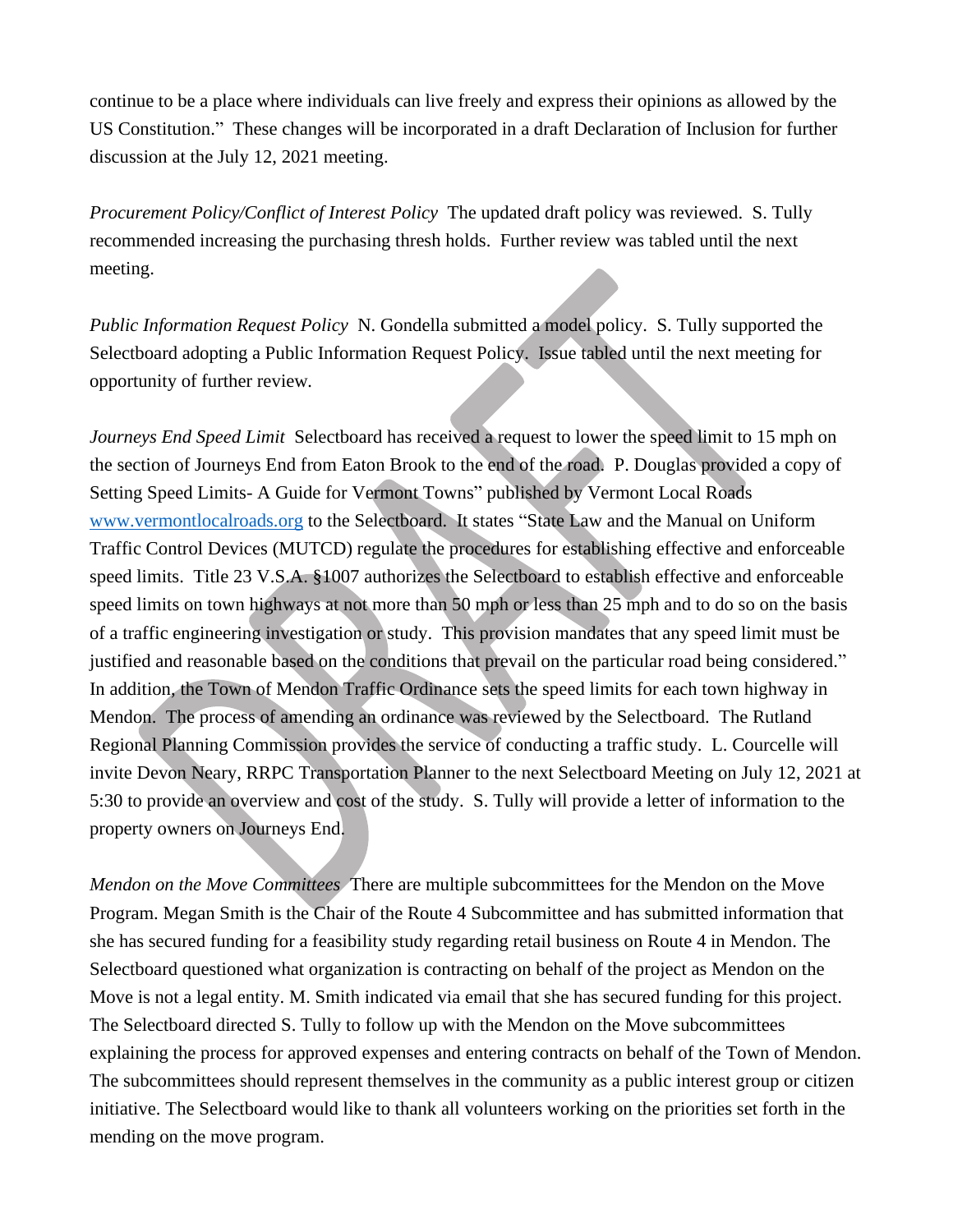continue to be a place where individuals can live freely and express their opinions as allowed by the US Constitution." These changes will be incorporated in a draft Declaration of Inclusion for further discussion at the July 12, 2021 meeting.

*Procurement Policy/Conflict of Interest Policy* The updated draft policy was reviewed. S. Tully recommended increasing the purchasing thresh holds. Further review was tabled until the next meeting.

*Public Information Request Policy* N. Gondella submitted a model policy. S. Tully supported the Selectboard adopting a Public Information Request Policy. Issue tabled until the next meeting for opportunity of further review.

*Journeys End Speed Limit* Selectboard has received a request to lower the speed limit to 15 mph on the section of Journeys End from Eaton Brook to the end of the road. P. Douglas provided a copy of Setting Speed Limits- A Guide for Vermont Towns" published by Vermont Local Roads [www.vermontlocalroads.org](http://www.vermontlocalroads.org) to the Selectboard. It states "State Law and the Manual on Uniform Traffic Control Devices (MUTCD) regulate the procedures for establishing effective and enforceable speed limits. Title 23 V.S.A. §1007 authorizes the Selectboard to establish effective and enforceable speed limits on town highways at not more than 50 mph or less than 25 mph and to do so on the basis of a traffic engineering investigation or study. This provision mandates that any speed limit must be justified and reasonable based on the conditions that prevail on the particular road being considered." In addition, the Town of Mendon Traffic Ordinance sets the speed limits for each town highway in Mendon. The process of amending an ordinance was reviewed by the Selectboard. The Rutland Regional Planning Commission provides the service of conducting a traffic study. L. Courcelle will invite Devon Neary, RRPC Transportation Planner to the next Selectboard Meeting on July 12, 2021 at 5:30 to provide an overview and cost of the study. S. Tully will provide a letter of information to the property owners on Journeys End.

*Mendon on the Move Committees* There are multiple subcommittees for the Mendon on the Move Program. Megan Smith is the Chair of the Route 4 Subcommittee and has submitted information that she has secured funding for a feasibility study regarding retail business on Route 4 in Mendon. The Selectboard questioned what organization is contracting on behalf of the project as Mendon on the Move is not a legal entity. M. Smith indicated via email that she has secured funding for this project. The Selectboard directed S. Tully to follow up with the Mendon on the Move subcommittees explaining the process for approved expenses and entering contracts on behalf of the Town of Mendon. The subcommittees should represent themselves in the community as a public interest group or citizen initiative. The Selectboard would like to thank all volunteers working on the priorities set forth in the mending on the move program.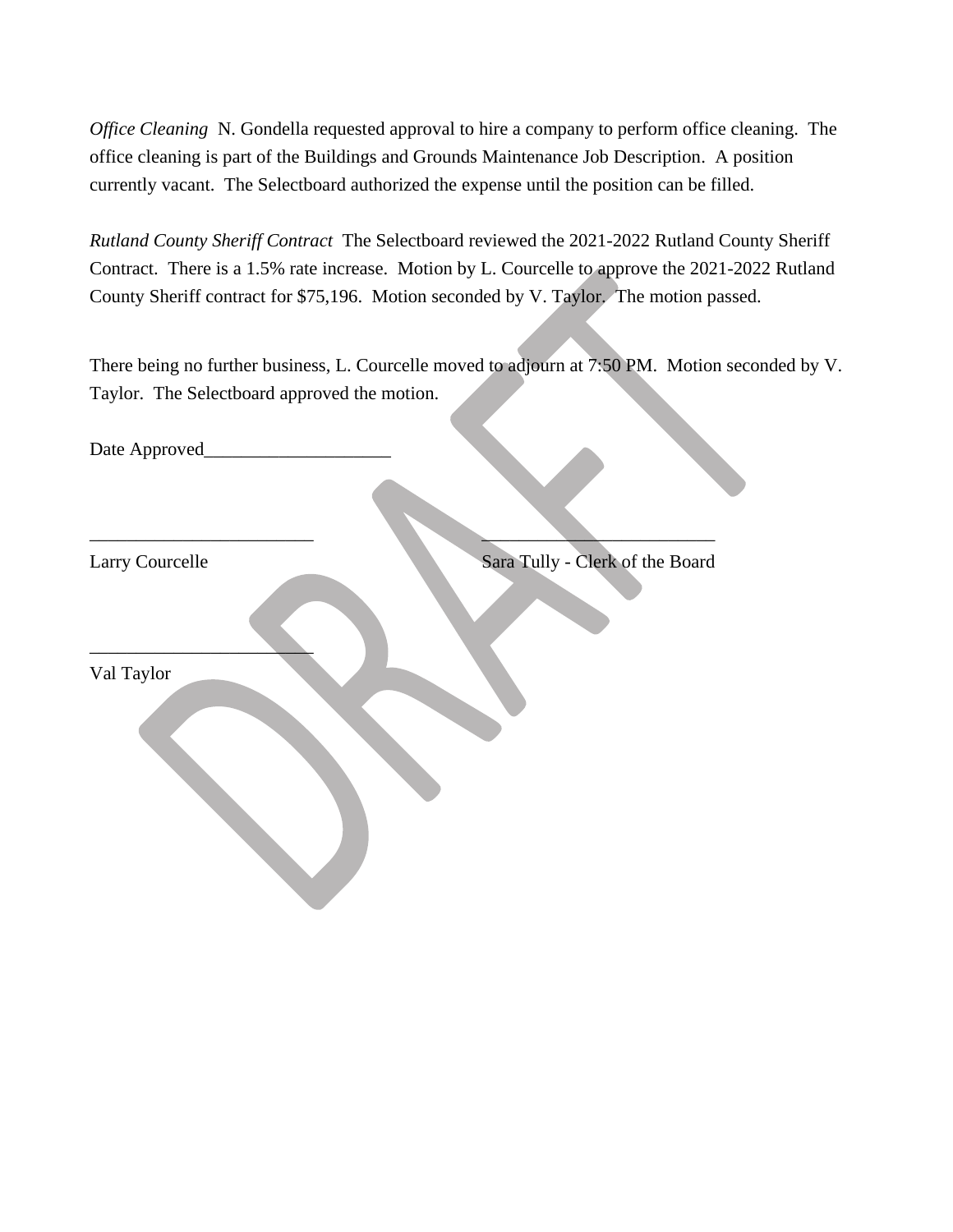*Office Cleaning* N. Gondella requested approval to hire a company to perform office cleaning. The office cleaning is part of the Buildings and Grounds Maintenance Job Description. A position currently vacant. The Selectboard authorized the expense until the position can be filled.

*Rutland County Sheriff Contract* The Selectboard reviewed the 2021-2022 Rutland County Sheriff Contract. There is a 1.5% rate increase. Motion by L. Courcelle to approve the 2021-2022 Rutland County Sheriff contract for $75,196. Motion seconded by V. Taylor. The motion passed.

There being no further business, L. Courcelle moved to adjourn at 7:50 PM. Motion seconded by V. Taylor. The Selectboard approved the motion.

Date Approved____________________

________________________ ________________________

Larry Courcelle Sara Tully - Clerk of the Board

________________________

Val Taylor

DRAFT